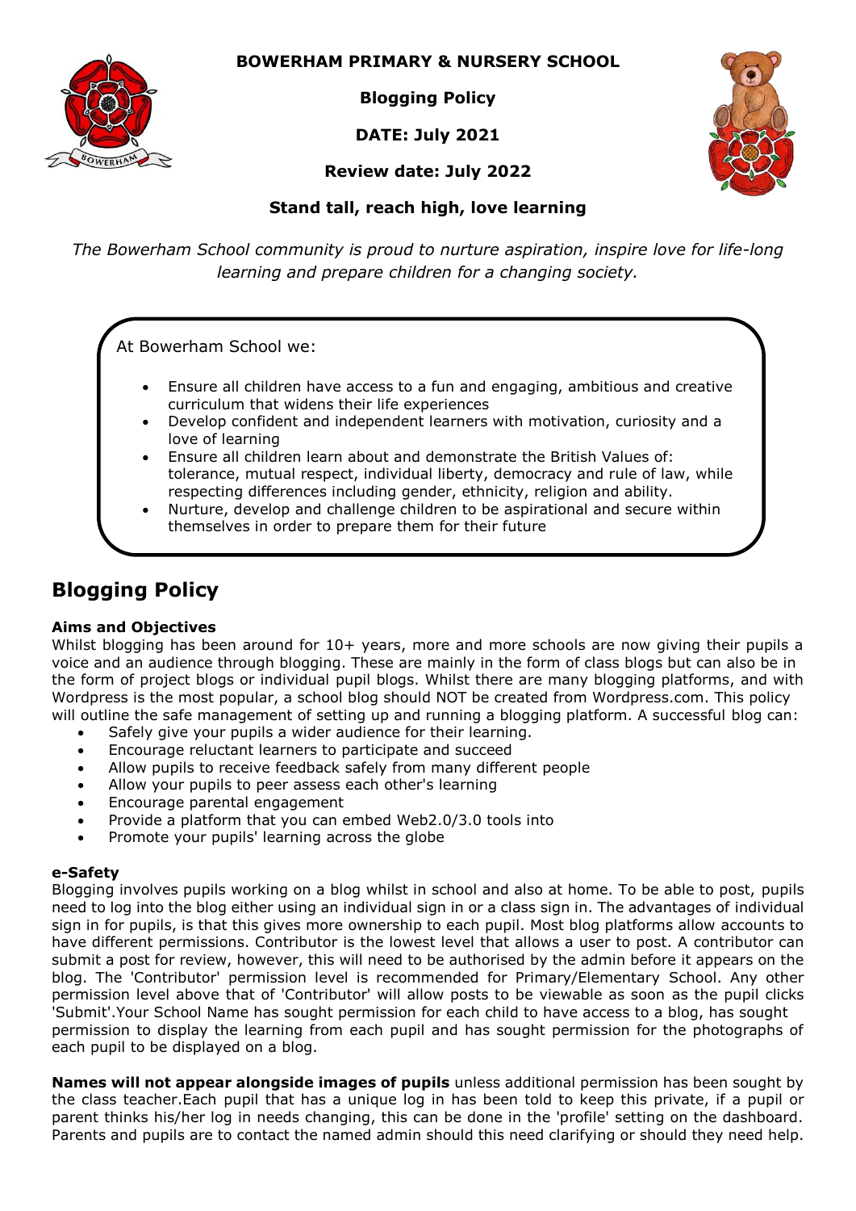**BOWERHAM PRIMARY & NURSERY SCHOOL**

**Blogging Policy**

**DATE: July 2021**

**Review date: July 2022**

**Stand tall, reach high, love learning**

*The Bowerham School community is proud to nurture aspiration, inspire love for life-long learning and prepare children for a changing society.*

At Bowerham School we:

- Ensure all children have access to a fun and engaging, ambitious and creative curriculum that widens their life experiences
- Develop confident and independent learners with motivation, curiosity and a love of learning
- Ensure all children learn about and demonstrate the British Values of: tolerance, mutual respect, individual liberty, democracy and rule of law, while respecting differences including gender, ethnicity, religion and ability.
- Nurture, develop and challenge children to be aspirational and secure within themselves in order to prepare them for their future

# Blogging Policy

**Aims and Objectives**

Whilst blogging has been around for 10+ years, more and more schools are now giving their pupils a voice and an audience through blogging. These are mainly in the form of class blogs but can also be in the form of project blogs or individual pupil blogs. Whilst there are many blogging platforms, and with Wordpress is the most popular, a school blog should NOT be created from Wordpress.com. This policy will outline the safe management of setting up and running a blogging platform. A successful blog can:

- Safely give your pupils a wider audience for their learning.
- Encourage reluctant learners to participate and succeed
- Allow pupils to receive feedback safely from many different people
- Allow your pupils to peer assess each other's learning
- Encourage parental engagement
- Provide a platform that you can embed Web2.0/3.0 tools into
- Promote your pupils' learning across the globe

**e-Safety**

Blogging involves pupils working on a blog whilst in school and also at home. To be able to post, pupils need to log into the blog either using an individual sign in or a class sign in. The advantages of individual sign in for pupils, is that this gives more ownership to each pupil. Most blog platforms allow accounts to have different permissions. Contributor is the lowest level that allows a user to post. A contributor can submit a post for review, however, this will need to be authorised by the admin before it appears on the blog. The 'Contributor' permission level is recommended for Primary/Elementary School. Any other permission level above that of 'Contributor' will allow posts to be viewable as soon as the pupil clicks 'Submit'.Your School Name has sought permission for each child to have access to a blog, has sought permission to display the learning from each pupil and has sought permission for the photographs of each pupil to be displayed on a blog.

**Names will not appear alongside images of pupils** unless additional permission has been sought by the class teacher.Each pupil that has a unique log in has been told to keep this private, if a pupil or parent thinks his/her log in needs changing, this can be done in the 'profile' setting on the dashboard. Parents and pupils are to contact the named admin should this need clarifying or should they need help.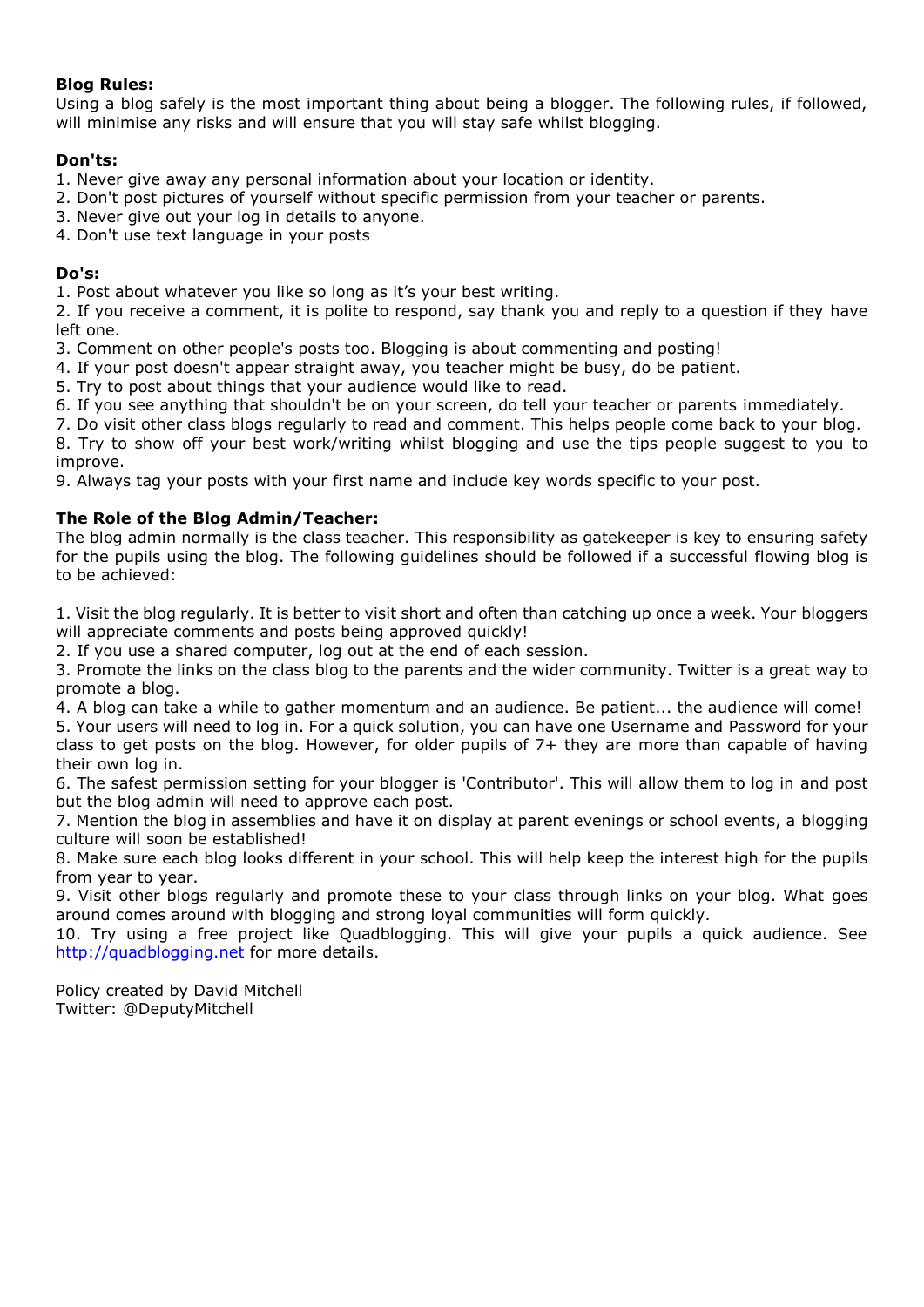**Blog Rules:**
Using a blog safely is the most important thing about being a blogger. The following rules, if followed, will minimise any risks and will ensure that you will stay safe whilst blogging.

**Don'ts:**
1. Never give away any personal information about your location or identity.
2. Don't post pictures of yourself without specific permission from your teacher or parents.
3. Never give out your log in details to anyone.
4. Don't use text language in your posts

**Do's:**
1. Post about whatever you like so long as it's your best writing.
2. If you receive a comment, it is polite to respond, say thank you and reply to a question if they have left one.
3. Comment on other people's posts too. Blogging is about commenting and posting!
4. If your post doesn't appear straight away, you teacher might be busy, do be patient.
5. Try to post about things that your audience would like to read.
6. If you see anything that shouldn't be on your screen, do tell your teacher or parents immediately.
7. Do visit other class blogs regularly to read and comment. This helps people come back to your blog.
8. Try to show off your best work/writing whilst blogging and use the tips people suggest to you to improve.
9. Always tag your posts with your first name and include key words specific to your post.

**The Role of the Blog Admin/Teacher:**
The blog admin normally is the class teacher. This responsibility as gatekeeper is key to ensuring safety for the pupils using the blog. The following guidelines should be followed if a successful flowing blog is to be achieved:

1. Visit the blog regularly. It is better to visit short and often than catching up once a week. Your bloggers will appreciate comments and posts being approved quickly!
2. If you use a shared computer, log out at the end of each session.
3. Promote the links on the class blog to the parents and the wider community. Twitter is a great way to promote a blog.
4. A blog can take a while to gather momentum and an audience. Be patient... the audience will come!
5. Your users will need to log in. For a quick solution, you can have one Username and Password for your class to get posts on the blog. However, for older pupils of 7+ they are more than capable of having their own log in.
6. The safest permission setting for your blogger is 'Contributor'. This will allow them to log in and post but the blog admin will need to approve each post.
7. Mention the blog in assemblies and have it on display at parent evenings or school events, a blogging culture will soon be established!
8. Make sure each blog looks different in your school. This will help keep the interest high for the pupils from year to year.
9. Visit other blogs regularly and promote these to your class through links on your blog. What goes around comes around with blogging and strong loyal communities will form quickly.
10. Try using a free project like Quadblogging. This will give your pupils a quick audience. See http://quadblogging.net for more details.

Policy created by David Mitchell
Twitter: @DeputyMitchell